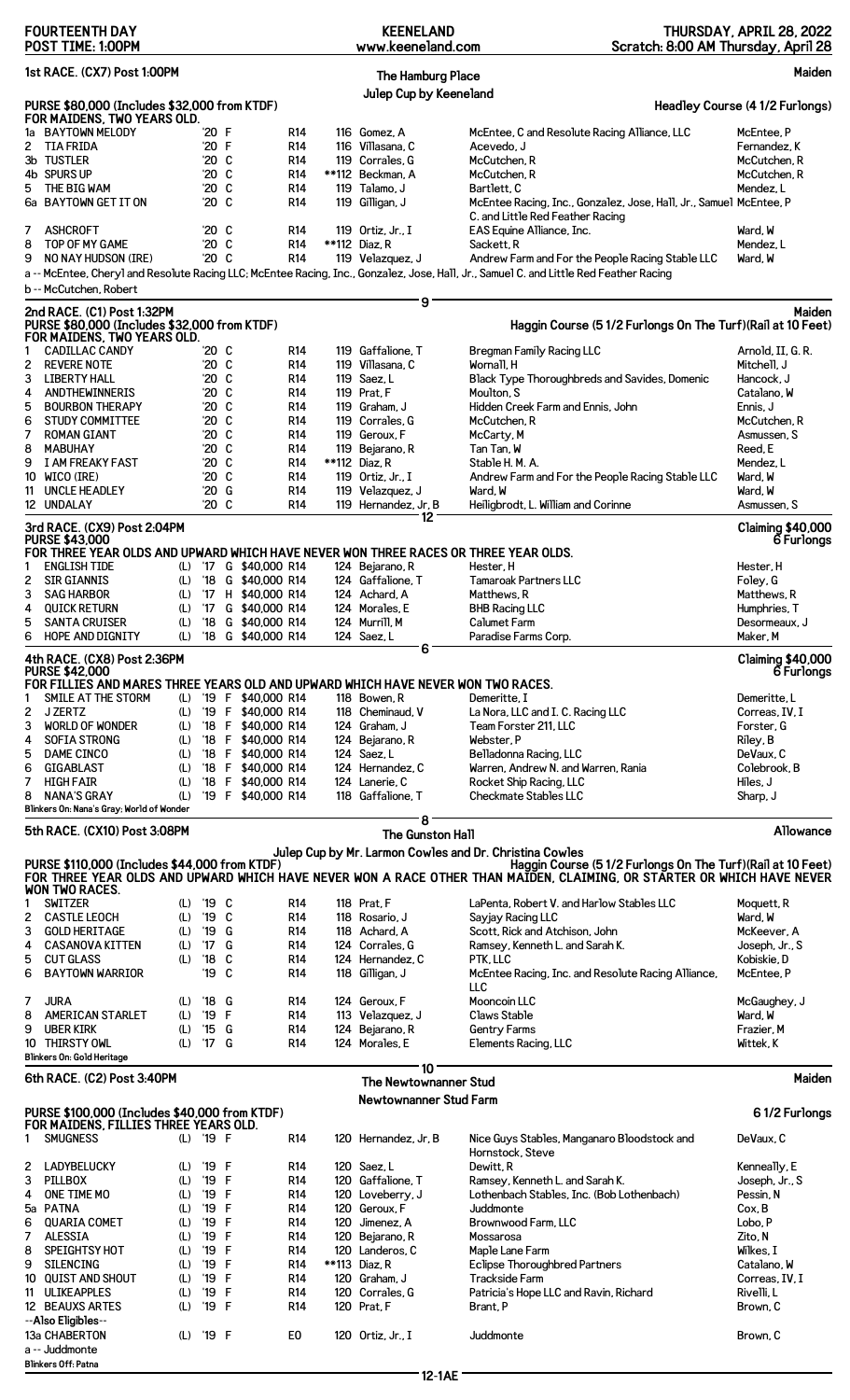FOURTEENTH DAY
POST TIME: 1:00PM

KEENELAND
www.keeneland.com

THURSDAY, APRIL 28, 2022
Scratch: 8:00 AM Thursday, April 28

## 1st RACE. (CX7) Post 1:00PM

**The Hamburg Place Julep Cup by Keeneland** — Maiden

PURSE $80,000 (Includes $32,000 from KTDF) — Headley Course (4 1/2 Furlongs)

FOR MAIDENS, TWO YEARS OLD.

| # | Horse | | Yr | Sex | Price | Cond | Wt | Jockey | Owner | Trainer |
|---|---|---|---|---|---|---|---|---|---|---|
| 1a | BAYTOWN MELODY | | '20 | F | | R14 | 116 | Gomez, A | McEntee, C and Resolute Racing Alliance, LLC | McEntee, P |
| 2 | TIA FRIDA | | '20 | F | | R14 | 116 | Villasana, C | Acevedo, J | Fernandez, K |
| 3b | TUSTLER | | '20 | C | | R14 | 119 | Corrales, G | McCutchen, R | McCutchen, R |
| 4b | SPURS UP | | '20 | C | | R14 | **112 | Beckman, A | McCutchen, R | McCutchen, R |
| 5 | THE BIG WAM | | '20 | C | | R14 | 119 | Talamo, J | Bartlett, C | Mendez, L |
| 6a | BAYTOWN GET IT ON | | '20 | C | | R14 | 119 | Gilligan, J | McEntee Racing, Inc., Gonzalez, Jose, Hall, Jr., Samuel C. and Little Red Feather Racing | McEntee, P |
| 7 | ASHCROFT | | '20 | C | | R14 | 119 | Ortiz, Jr., I | EAS Equine Alliance, Inc. | Ward, W |
| 8 | TOP OF MY GAME | | '20 | C | | R14 | **112 | Diaz, R | Sackett, R | Mendez, L |
| 9 | NO NAY HUDSON (IRE) | | '20 | C | | R14 | 119 | Velazquez, J | Andrew Farm and For the People Racing Stable LLC | Ward, W |

a -- McEntee, Cheryl and Resolute Racing LLC; McEntee Racing, Inc., Gonzalez, Jose, Hall, Jr., Samuel C. and Little Red Feather Racing

b -- McCutchen, Robert

9

## 2nd RACE. (C1) Post 1:32PM

Maiden

PURSE $80,000 (Includes $32,000 from KTDF) — Haggin Course (5 1/2 Furlongs On The Turf)(Rail at 10 Feet)

FOR MAIDENS, TWO YEARS OLD.

| # | Horse | | Yr | Sex | Price | Cond | Wt | Jockey | Owner | Trainer |
|---|---|---|---|---|---|---|---|---|---|---|
| 1 | CADILLAC CANDY | | '20 | C | | R14 | 119 | Gaffalione, T | Bregman Family Racing LLC | Arnold, II, G. R. |
| 2 | REVERE NOTE | | '20 | C | | R14 | 119 | Villasana, C | Wornall, H | Mitchell, J |
| 3 | LIBERTY HALL | | '20 | C | | R14 | 119 | Saez, L | Black Type Thoroughbreds and Savides, Domenic | Hancock, J |
| 4 | ANDTHEWINNERIS | | '20 | C | | R14 | 119 | Prat, F | Moulton, S | Catalano, W |
| 5 | BOURBON THERAPY | | '20 | C | | R14 | 119 | Graham, J | Hidden Creek Farm and Ennis, John | Ennis, J |
| 6 | STUDY COMMITTEE | | '20 | C | | R14 | 119 | Corrales, G | McCutchen, R | McCutchen, R |
| 7 | ROMAN GIANT | | '20 | C | | R14 | 119 | Geroux, F | McCarty, M | Asmussen, S |
| 8 | MABUHAY | | '20 | C | | R14 | 119 | Bejarano, R | Tan Tan, W | Reed, E |
| 9 | I AM FREAKY FAST | | '20 | C | | R14 | **112 | Diaz, R | Stable H. M. A. | Mendez, L |
| 10 | WICO (IRE) | | '20 | C | | R14 | 119 | Ortiz, Jr., I | Andrew Farm and For the People Racing Stable LLC | Ward, W |
| 11 | UNCLE HEADLEY | | '20 | G | | R14 | 119 | Velazquez, J | Ward, W | Ward, W |
| 12 | UNDALAY | | '20 | C | | R14 | 119 | Hernandez, Jr, B | Heiligbrodt, L. William and Corinne | Asmussen, S |

12

## 3rd RACE. (CX9) Post 2:04PM

Claiming $40,000

PURSE $43,000 — 6 Furlongs

FOR THREE YEAR OLDS AND UPWARD WHICH HAVE NEVER WON THREE RACES OR THREE YEAR OLDS.

| # | Horse | | Yr | Sex | Price | Cond | Wt | Jockey | Owner | Trainer |
|---|---|---|---|---|---|---|---|---|---|---|
| 1 | ENGLISH TIDE | (L) | '17 | G | $40,000 | R14 | 124 | Bejarano, R | Hester, H | Hester, H |
| 2 | SIR GIANNIS | (L) | '18 | G | $40,000 | R14 | 124 | Gaffalione, T | Tamaroak Partners LLC | Foley, G |
| 3 | SAG HARBOR | (L) | '17 | H | $40,000 | R14 | 124 | Achard, A | Matthews, R | Matthews, R |
| 4 | QUICK RETURN | (L) | '17 | G | $40,000 | R14 | 124 | Morales, E | BHB Racing LLC | Humphries, T |
| 5 | SANTA CRUISER | (L) | '18 | G | $40,000 | R14 | 124 | Murrill, M | Calumet Farm | Desormeaux, J |
| 6 | HOPE AND DIGNITY | (L) | '18 | G | $40,000 | R14 | 124 | Saez, L | Paradise Farms Corp. | Maker, M |

6

## 4th RACE. (CX8) Post 2:36PM

Claiming $40,000

PURSE $42,000 — 6 Furlongs

FOR FILLIES AND MARES THREE YEARS OLD AND UPWARD WHICH HAVE NEVER WON TWO RACES.

| # | Horse | | Yr | Sex | Price | Cond | Wt | Jockey | Owner | Trainer |
|---|---|---|---|---|---|---|---|---|---|---|
| 1 | SMILE AT THE STORM | (L) | '19 | F | $40,000 | R14 | 118 | Bowen, R | Demeritte, I | Demeritte, L |
| 2 | J ZERTZ | (L) | '19 | F | $40,000 | R14 | 118 | Cheminaud, V | La Nora, LLC and I. C. Racing LLC | Correas, IV, I |
| 3 | WORLD OF WONDER | (L) | '18 | F | $40,000 | R14 | 124 | Graham, J | Team Forster 211, LLC | Forster, G |
| 4 | SOFIA STRONG | (L) | '18 | F | $40,000 | R14 | 124 | Bejarano, R | Webster, P | Riley, B |
| 5 | DAME CINCO | (L) | '18 | F | $40,000 | R14 | 124 | Saez, L | Belladonna Racing, LLC | DeVaux, C |
| 6 | GIGABLAST | (L) | '18 | F | $40,000 | R14 | 124 | Hernandez, C | Warren, Andrew N. and Warren, Rania | Colebrook, B |
| 7 | HIGH FAIR | (L) | '18 | F | $40,000 | R14 | 124 | Lanerie, C | Rocket Ship Racing, LLC | Hiles, J |
| 8 | NANA'S GRAY | (L) | '19 | F | $40,000 | R14 | 118 | Gaffalione, T | Checkmate Stables LLC | Sharp, J |

Blinkers On: Nana's Gray; World of Wonder

8

## 5th RACE. (CX10) Post 3:08PM

**The Gunston Hall Julep Cup by Mr. Larmon Cowles and Dr. Christina Cowles** — Allowance

PURSE $110,000 (Includes $44,000 from KTDF) — Haggin Course (5 1/2 Furlongs On The Turf)(Rail at 10 Feet)

FOR THREE YEAR OLDS AND UPWARD WHICH HAVE NEVER WON A RACE OTHER THAN MAIDEN, CLAIMING, OR STARTER OR WHICH HAVE NEVER WON TWO RACES.

| # | Horse | | Yr | Sex | Price | Cond | Wt | Jockey | Owner | Trainer |
|---|---|---|---|---|---|---|---|---|---|---|
| 1 | SWITZER | (L) | '19 | C | | R14 | 118 | Prat, F | LaPenta, Robert V. and Harlow Stables LLC | Moquett, R |
| 2 | CASTLE LEOCH | (L) | '19 | C | | R14 | 118 | Rosario, J | Sayjay Racing LLC | Ward, W |
| 3 | GOLD HERITAGE | (L) | '19 | G | | R14 | 118 | Achard, A | Scott, Rick and Atchison, John | McKeever, A |
| 4 | CASANOVA KITTEN | (L) | '17 | G | | R14 | 124 | Corrales, G | Ramsey, Kenneth L. and Sarah K. | Joseph, Jr., S |
| 5 | CUT GLASS | (L) | '18 | C | | R14 | 124 | Hernandez, C | PTK, LLC | Kobiskie, D |
| 6 | BAYTOWN WARRIOR | | '19 | C | | R14 | 118 | Gilligan, J | McEntee Racing, Inc. and Resolute Racing Alliance, LLC | McEntee, P |
| 7 | JURA | (L) | '18 | G | | R14 | 124 | Geroux, F | Mooncoin LLC | McGaughey, J |
| 8 | AMERICAN STARLET | (L) | '19 | F | | R14 | 113 | Velazquez, J | Claws Stable | Ward, W |
| 9 | UBER KIRK | (L) | '15 | G | | R14 | 124 | Bejarano, R | Gentry Farms | Frazier, M |
| 10 | THIRSTY OWL | (L) | '17 | G | | R14 | 124 | Morales, E | Elements Racing, LLC | Wittek, K |

Blinkers On: Gold Heritage

10

## 6th RACE. (C2) Post 3:40PM

**The Newtownanner Stud Newtownanner Stud Farm** — Maiden

PURSE $100,000 (Includes $40,000 from KTDF) — 6 1/2 Furlongs

FOR MAIDENS, FILLIES THREE YEARS OLD.

| # | Horse | | Yr | Sex | Price | Cond | Wt | Jockey | Owner | Trainer |
|---|---|---|---|---|---|---|---|---|---|---|
| 1 | SMUGNESS | (L) | '19 | F | | R14 | 120 | Hernandez, Jr, B | Nice Guys Stables, Manganaro Bloodstock and Hornstock, Steve | DeVaux, C |
| 2 | LADYBELUCKY | (L) | '19 | F | | R14 | 120 | Saez, L | Dewitt, R | Kenneally, E |
| 3 | PILLBOX | (L) | '19 | F | | R14 | 120 | Gaffalione, T | Ramsey, Kenneth L. and Sarah K. | Joseph, Jr., S |
| 4 | ONE TIME MO | (L) | '19 | F | | R14 | 120 | Loveberry, J | Lothenbach Stables, Inc. (Bob Lothenbach) | Pessin, N |
| 5a | PATNA | (L) | '19 | F | | R14 | 120 | Geroux, F | Juddmonte | Cox, B |
| 6 | QUARIA COMET | (L) | '19 | F | | R14 | 120 | Jimenez, A | Brownwood Farm, LLC | Lobo, P |
| 7 | ALESSIA | (L) | '19 | F | | R14 | 120 | Bejarano, R | Mossarosa | Zito, N |
| 8 | SPEIGHTSY HOT | (L) | '19 | F | | R14 | 120 | Landeros, C | Maple Lane Farm | Wilkes, I |
| 9 | SILENCING | (L) | '19 | F | | R14 | **113 | Diaz, R | Eclipse Thoroughbred Partners | Catalano, W |
| 10 | QUIST AND SHOUT | (L) | '19 | F | | R14 | 120 | Graham, J | Trackside Farm | Correas, IV, I |
| 11 | ULIKEAPPLES | (L) | '19 | F | | R14 | 120 | Corrales, G | Patricia's Hope LLC and Ravin, Richard | Rivelli, L |
| 12 | BEAUXS ARTES | (L) | '19 | F | | R14 | 120 | Prat, F | Brant, P | Brown, C |
| | --Also Eligibles-- | | | | | | | | | |
| 13a | CHABERTON | (L) | '19 | F | | E0 | 120 | Ortiz, Jr., I | Juddmonte | Brown, C |

a -- Juddmonte

Blinkers Off: Patna

12-1AE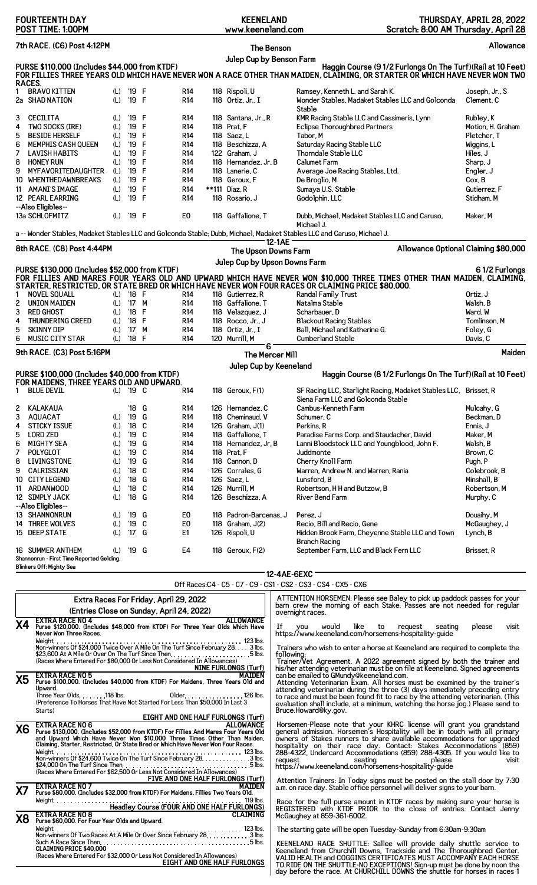# FOURTEENTH DAY — POST TIME: 1:00PM

KEENELAND — www.keeneland.com

THURSDAY, APRIL 28, 2022 — Scratch: 8:00 AM Thursday, April 28

## 7th RACE. (C6) Post 4:12PM — The Benson Julep Cup by Benson Farm — Allowance

**PURSE $110,000 (Includes $44,000 from KTDF)** — Haggin Course (9 1/2 Furlongs On The Turf)(Rail at 10 Feet)

**FOR FILLIES THREE YEARS OLD WHICH HAVE NEVER WON A RACE OTHER THAN MAIDEN, CLAIMING, OR STARTER OR WHICH HAVE NEVER WON TWO RACES.**

| # | Horse | Med | Year | Sex | Rating | Wt | Jockey | Owner | Trainer |
|---|---|---|---|---|---|---|---|---|---|
| 1 | BRAVO KITTEN | (L) | '19 | F | R14 | 118 | Rispoli, U | Ramsey, Kenneth L. and Sarah K. | Joseph, Jr., S |
| 2a | SHAD NATION | (L) | '19 | F | R14 | 118 | Ortiz, Jr., I | Wonder Stables, Madaket Stables LLC and Golconda Stable | Clement, C |
| 3 | CECILITA | (L) | '19 | F | R14 | 118 | Santana, Jr., R | KMR Racing Stable LLC and Cassimeris, Lynn | Rubley, K |
| 4 | TWO SOCKS (IRE) | (L) | '19 | F | R14 | 118 | Prat, F | Eclipse Thoroughbred Partners | Motion, H. Graham |
| 5 | BESIDE HERSELF | (L) | '19 | F | R14 | 118 | Saez, L | Tabor, M | Pletcher, T |
| 6 | MEMPHIS CASH QUEEN | (L) | '19 | F | R14 | 118 | Beschizza, A | Saturday Racing Stable LLC | Wiggins, L |
| 7 | LAVISH HABITS | (L) | '19 | F | R14 | 122 | Graham, J | Thorndale Stable LLC | Hiles, J |
| 8 | HONEY RUN | (L) | '19 | F | R14 | 118 | Hernandez, Jr, B | Calumet Farm | Sharp, J |
| 9 | MYFAVORITEDAUGHTER | (L) | '19 | F | R14 | 118 | Lanerie, C | Average Joe Racing Stables, Ltd. | Engler, J |
| 10 | WHENTHEDAWNBREAKS | (L) | '19 | F | R14 | 118 | Geroux, F | De Broglio, M | Cox, B |
| 11 | AMANI'S IMAGE | (L) | '19 | F | R14 | **111 | Diaz, R | Sumaya U.S. Stable | Gutierrez, F |
| 12 | PEARL EARRING | (L) | '19 | F | R14 | 118 | Rosario, J | Godolphin, LLC | Stidham, M |
| | --Also Eligibles-- | | | | | | | | |
| 13a | SCHLOFMITZ | (L) | '19 | F | E0 | 118 | Gaffalione, T | Dubb, Michael, Madaket Stables LLC and Caruso, Michael J. | Maker, M |

a -- Wonder Stables, Madaket Stables LLC and Golconda Stable; Dubb, Michael, Madaket Stables LLC and Caruso, Michael J.

12-1AE

## 8th RACE. (C8) Post 4:44PM — The Upson Downs Farm Julep Cup by Upson Downs Farm — Allowance Optional Claiming $80,000

**PURSE $130,000 (Includes $52,000 from KTDF)** — 6 1/2 Furlongs

**FOR FILLIES AND MARES FOUR YEARS OLD AND UPWARD WHICH HAVE NEVER WON $10,000 THREE TIMES OTHER THAN MAIDEN, CLAIMING, STARTER, RESTRICTED, OR STATE BRED OR WHICH HAVE NEVER WON FOUR RACES OR CLAIMING PRICE $80,000.**

| # | Horse | Med | Year | Sex | Rating | Wt | Jockey | Owner | Trainer |
|---|---|---|---|---|---|---|---|---|---|
| 1 | NOVEL SQUALL | (L) | '18 | F | R14 | 118 | Gutierrez, R | Randal Family Trust | Ortiz, J |
| 2 | UNION MAIDEN | (L) | '17 | M | R14 | 118 | Gaffalione, T | Natalma Stable | Walsh, B |
| 3 | RED GHOST | (L) | '18 | F | R14 | 118 | Velazquez, J | Scharbauer, D | Ward, W |
| 4 | THUNDERING CREED | (L) | '18 | F | R14 | 118 | Rocco, Jr., J | Blackout Racing Stables | Tomlinson, M |
| 5 | SKINNY DIP | (L) | '17 | M | R14 | 118 | Ortiz, Jr., I | Ball, Michael and Katherine G. | Foley, G |
| 6 | MUSIC CITY STAR | (L) | '18 | F | R14 | 120 | Murrill, M | Cumberland Stable | Davis, C |

6

## 9th RACE. (C3) Post 5:16PM — The Mercer Mill Julep Cup by Keeneland — Maiden

**PURSE $100,000 (Includes $40,000 from KTDF)** — Haggin Course (8 1/2 Furlongs On The Turf)(Rail at 10 Feet)

**FOR MAIDENS, THREE YEARS OLD AND UPWARD.**

| # | Horse | Med | Year | Sex | Rating | Wt | Jockey | Owner | Trainer |
|---|---|---|---|---|---|---|---|---|---|
| 1 | BLUE DEVIL | (L) | '19 | C | R14 | 118 | Geroux, F(1) | SF Racing LLC, Starlight Racing, Madaket Stables LLC, Siena Farm LLC and Golconda Stable | Brisset, R |
| 2 | KALAKAUA | | '18 | G | R14 | 126 | Hernandez, C | Cambus-Kenneth Farm | Mulcahy, G |
| 3 | AQUACAT | (L) | '19 | G | R14 | 118 | Cheminaud, V | Schumer, C | Beckman, D |
| 4 | STICKY ISSUE | (L) | '18 | C | R14 | 126 | Graham, J(1) | Perkins, R | Ennis, J |
| 5 | LORD ZED | (L) | '19 | C | R14 | 118 | Gaffalione, T | Paradise Farms Corp. and Staudacher, David | Maker, M |
| 6 | MIGHTY SEA | (L) | '19 | G | R14 | 118 | Hernandez, Jr, B | Lanni Bloodstock LLC and Youngblood, John F. | Walsh, B |
| 7 | POLYGLOT | (L) | '19 | C | R14 | 118 | Prat, F | Juddmonte | Brown, C |
| 8 | LIVINGSTONE | (L) | '19 | G | R14 | 118 | Cannon, D | Cherry Knoll Farm | Pugh, P |
| 9 | CALRISSIAN | (L) | '18 | C | R14 | 126 | Corrales, G | Warren, Andrew N. and Warren, Rania | Colebrook, B |
| 10 | CITY LEGEND | (L) | '18 | G | R14 | 126 | Saez, L | Lunsford, B | Minshall, B |
| 11 | ARDANWOOD | (L) | '18 | C | R14 | 126 | Murrill, M | Robertson, H H and Butzow, B | Robertson, M |
| 12 | SIMPLY JACK | (L) | '18 | G | R14 | 126 | Beschizza, A | River Bend Farm | Murphy, C |
| | --Also Eligibles-- | | | | | | | | |
| 13 | SHANNONRUN | (L) | '19 | G | E0 | 118 | Padron-Barcenas, J | Perez, J | Douaihy, M |
| 14 | THREE WOLVES | (L) | '19 | C | E0 | 118 | Graham, J(2) | Recio, Bill and Recio, Gene | McGaughey, J |
| 15 | DEEP STATE | (L) | '17 | G | E1 | 126 | Rispoli, U | Hidden Brook Farm, Cheyenne Stable LLC and Town Branch Racing | Lynch, B |
| 16 | SUMMER ANTHEM | (L) | '19 | G | E4 | 118 | Geroux, F(2) | September Farm, LLC and Black Fern LLC | Brisset, R |

Shannonrun - First Time Reported Gelding.
Blinkers Off: Mighty Sea

12-4AE-6EXC

Off Races:C4 - C5 - C7 - C9 - CS1 - CS2 - CS3 - CS4 - CX5 - CX6

## Extra Races For Friday, April 29, 2022

(Entries Close on Sunday, April 24, 2022)

### X4 — EXTRA RACE NO 4 — ALLOWANCE

Purse $120,000. (Includes $48,000 from KTDF) For Three Year Olds Which Have Never Won Three Races.

Weight. . . . . 123 lbs.
Non-winners Of $24,000 Twice Over A Mile On The Turf Since February 28. . . . 3 lbs.
$23,600 At A Mile Or Over On The Turf Since Then. . . . . 5 lbs.
(Races Where Entered For $80,000 Or Less Not Considered In Allowances)

**NINE FURLONGS (Turf)**

### X5 — EXTRA RACE NO 5 — MAIDEN

Purse $100,000. (Includes $40,000 from KTDF) For Maidens, Three Years Old and Upward.

Three Year Olds. . . . . 118 lbs. Older. . . . . 126 lbs.
(Preference To Horses That Have Not Started For Less Than $50,000 In Last 3 Starts)

**EIGHT AND ONE HALF FURLONGS (Turf)**

### X6 — EXTRA RACE NO 6 — ALLOWANCE

Purse $130,000. (Includes $52,000 from KTDF) For Fillies And Mares Four Years Old and Upward Which Have Never Won $10,000 Three Times Other Than Maiden, Claiming, Starter, Restricted, Or State Bred or Which Have Never Won Four Races.

Weight. . . . . 123 lbs.
Non-winners Of $24,600 Twice On The Turf Since February 28. . . . . 3 lbs.
$24,000 On The Turf Since Then. . . . . 5 lbs.
(Races Where Entered For $62,500 Or Less Not Considered In Allowances)

**FIVE AND ONE HALF FURLONGS (Turf)**

### X7 — EXTRA RACE NO 7 — MAIDEN

Purse $80,000. (Includes $32,000 from KTDF) For Maidens, Fillies Two Years Old.

Weight. . . . . 119 lbs.

**Headley Course (FOUR AND ONE HALF FURLONGS)**

### X8 — EXTRA RACE NO 8 — CLAIMING

Purse $60,000. For Four Year Olds and Upward.

Weight. . . . . 123 lbs.
Non-winners Of Two Races At A Mile Or Over Since February 28. . . . . 3 lbs.
Such A Race Since Then. . . . . 5 lbs.
**CLAIMING PRICE $40,000**
(Races Where Entered For $32,000 Or Less Not Considered In Allowances)

**EIGHT AND ONE HALF FURLONGS**

---

ATTENTION HORSEMEN: Please see Baley to pick up paddock passes for your barn crew the morning of each Stake. Passes are not needed for regular overnight races.

If you would like to request seating please visit https://www.keeneland.com/horsemens-hospitality-guide

Trainers who wish to enter a horse at Keeneland are required to complete the following:
Trainer/Vet Agreement. A 2022 agreement signed by both the trainer and his/her attending veterinarian must be on file at Keeneland. Signed agreements can be emailed to GMundy@keeneland.com.
Attending Veterinarian Exam. All horses must be examined by the trainer's attending veterinarian during the three (3) days immediately preceding entry to race and must be found fit to race by the attending veterinarian. (This evaluation shall include, at a minimum, watching the horse jog.) Please send to Bruce.Howard@ky.gov.

Horsemen-Please note that your KHRC license will grant you grandstand general admission. Horsemen's Hospitality will be in touch with all primary owners of Stakes runners to share available accommodations for upgraded hospitality on their race day. Contact: Stakes Accommodations (859) 288-4322, Undercard Accommodations (859) 288-4305. If you would like to request seating please visit https://www.keeneland.com/horsemens-hospitality-guide

Attention Trainers: In Today signs must be posted on the stall door by 7:30 a.m. on race day. Stable office personnel will deliver signs to your barn.

Race for the full purse amount in KTDF races by making sure your horse is REGISTERED with KTDF PRIOR to the close of entries. Contact Jenny McGaughey at 859-361-6002.

The starting gate will be open Tuesday-Sunday from 6:30am-9:30am

KEENELAND RACE SHUTTLE: Sallee will provide daily shuttle service to Keeneland from Churchill Downs, Trackside and The Thoroughbred Center. VALID HEALTH and COGGINS CERTIFICATES MUST ACCOMPANY EACH HORSE TO RIDE ON THE SHUTTLE-NO EXCEPTIONS! Sign-up must be done by noon the day before the race. At CHURCHILL DOWNS the shuttle for horses in races 1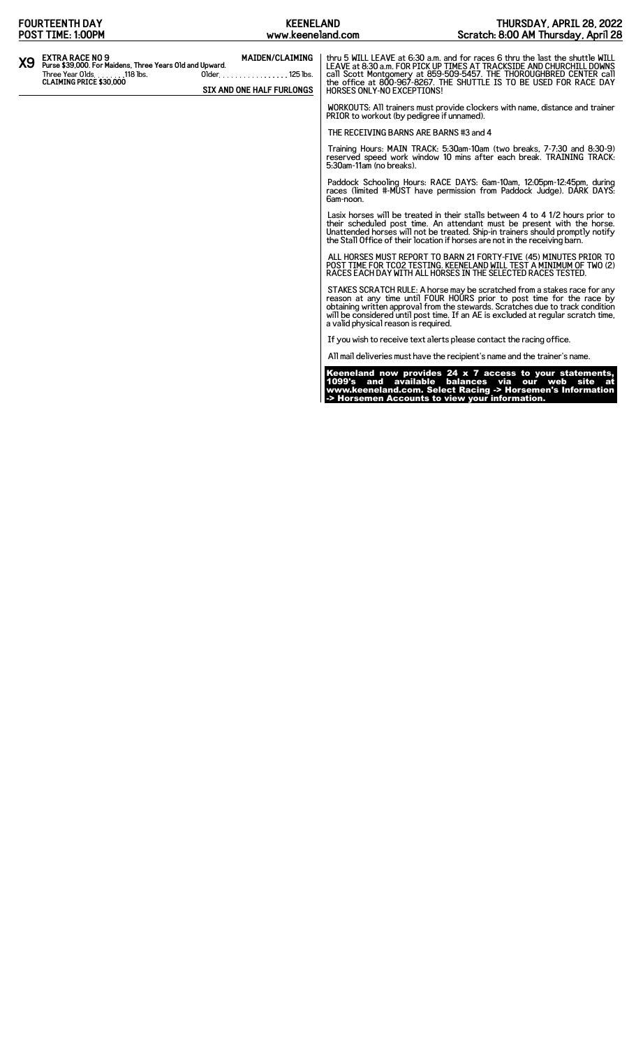**X9** **EXTRA RACE NO 9** — **MAIDEN/CLAIMING**

**Purse $39,000. For Maidens, Three Years Old and Upward.**

Three Year Olds. . . . . . . .118 lbs. Older. . . . . . . . . . . . . . . . . 125 lbs.

**CLAIMING PRICE $30,000**

**SIX AND ONE HALF FURLONGS**

thru 5 WILL LEAVE at 6:30 a.m. and for races 6 thru the last the shuttle WILL LEAVE at 8:30 a.m. FOR PICK UP TIMES AT TRACKSIDE AND CHURCHILL DOWNS call Scott Montgomery at 859-509-5457. THE THOROUGHBRED CENTER call the office at 800-967-8267. THE SHUTTLE IS TO BE USED FOR RACE DAY HORSES ONLY-NO EXCEPTIONS!

WORKOUTS: All trainers must provide clockers with name, distance and trainer PRIOR to workout (by pedigree if unnamed).

THE RECEIVING BARNS ARE BARNS #3 and 4

Training Hours: MAIN TRACK: 5:30am-10am (two breaks, 7-7:30 and 8:30-9) reserved speed work window 10 mins after each break. TRAINING TRACK: 5:30am-11am (no breaks).

Paddock Schooling Hours: RACE DAYS: 6am-10am, 12:05pm-12:45pm, during races (limited #-MUST have permission from Paddock Judge). DARK DAYS: 6am-noon.

Lasix horses will be treated in their stalls between 4 to 4 1/2 hours prior to their scheduled post time. An attendant must be present with the horse. Unattended horses will not be treated. Ship-in trainers should promptly notify the Stall Office of their location if horses are not in the receiving barn.

ALL HORSES MUST REPORT TO BARN 21 FORTY-FIVE (45) MINUTES PRIOR TO POST TIME FOR TCO2 TESTING. KEENELAND WILL TEST A MINIMUM OF TWO (2) RACES EACH DAY WITH ALL HORSES IN THE SELECTED RACES TESTED.

STAKES SCRATCH RULE: A horse may be scratched from a stakes race for any reason at any time until FOUR HOURS prior to post time for the race by obtaining written approval from the stewards. Scratches due to track condition will be considered until post time. If an AE is excluded at regular scratch time, a valid physical reason is required.

If you wish to receive text alerts please contact the racing office.

All mail deliveries must have the recipient's name and the trainer's name.

**Keeneland now provides 24 x 7 access to your statements, 1099's and available balances via our web site at www.keeneland.com. Select Racing -> Horsemen's Information -> Horsemen Accounts to view your information.**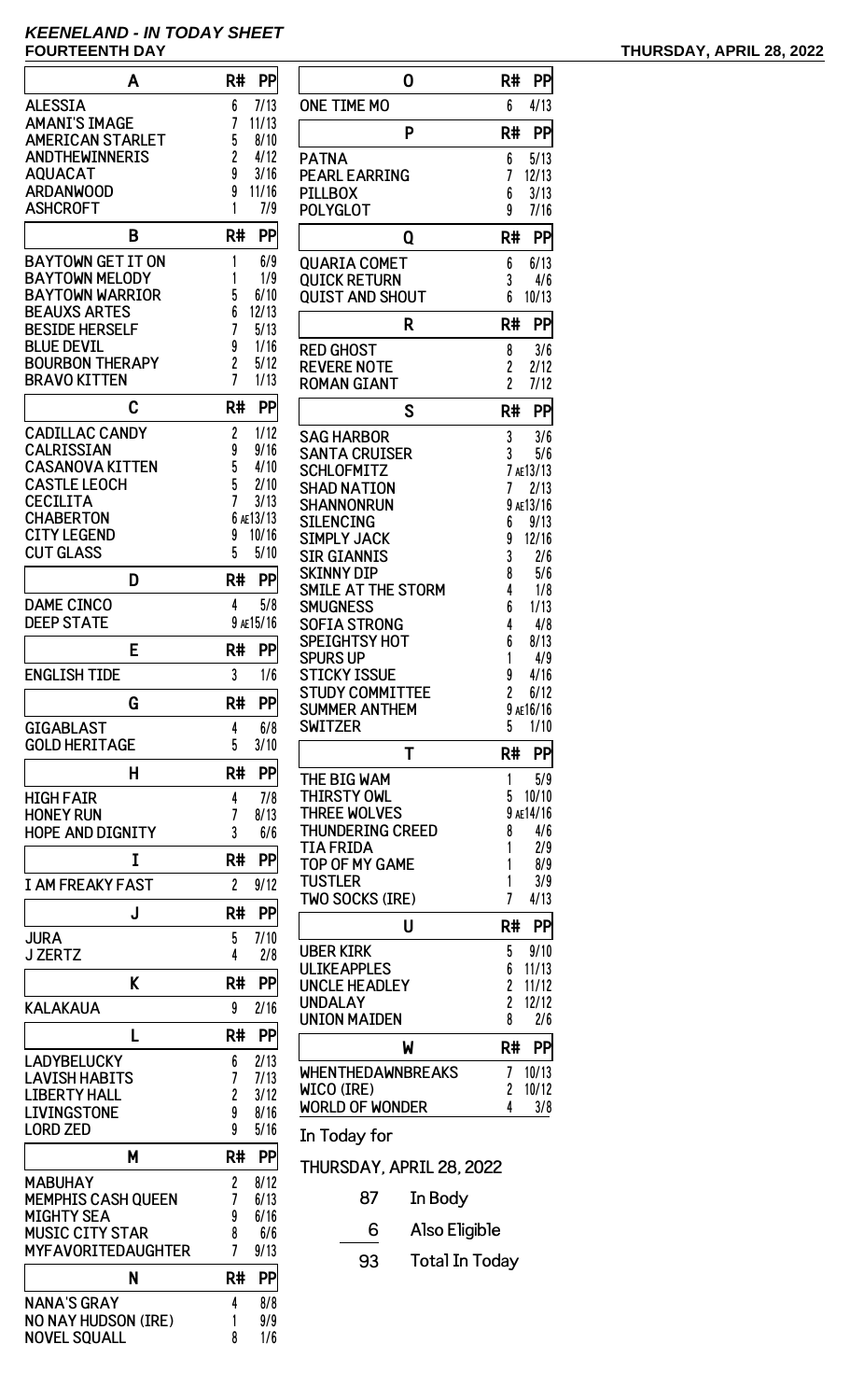# KEENELAND - IN TODAY SHEET

**FOURTEENTH DAY** **THURSDAY, APRIL 28, 2022**

| A | R# | PP |
|---|---|---|
| ALESSIA | 6 | 7/13 |
| AMANI'S IMAGE | 7 | 11/13 |
| AMERICAN STARLET | 5 | 8/10 |
| ANDTHEWINNERIS | 2 | 4/12 |
| AQUACAT | 9 | 3/16 |
| ARDANWOOD | 9 | 11/16 |
| ASHCROFT | 1 | 7/9 |

| B | R# | PP |
|---|---|---|
| BAYTOWN GET IT ON | 1 | 6/9 |
| BAYTOWN MELODY | 1 | 1/9 |
| BAYTOWN WARRIOR | 5 | 6/10 |
| BEAUXS ARTES | 6 | 12/13 |
| BESIDE HERSELF | 7 | 5/13 |
| BLUE DEVIL | 9 | 1/16 |
| BOURBON THERAPY | 2 | 5/12 |
| BRAVO KITTEN | 7 | 1/13 |

| C | R# | PP |
|---|---|---|
| CADILLAC CANDY | 2 | 1/12 |
| CALRISSIAN | 9 | 9/16 |
| CASANOVA KITTEN | 5 | 4/10 |
| CASTLE LEOCH | 5 | 2/10 |
| CECILITA | 7 | 3/13 |
| CHABERTON | 6 | AE13/13 |
| CITY LEGEND | 9 | 10/16 |
| CUT GLASS | 5 | 5/10 |

| D | R# | PP |
|---|---|---|
| DAME CINCO | 4 | 5/8 |
| DEEP STATE | 9 | AE15/16 |

| E | R# | PP |
|---|---|---|
| ENGLISH TIDE | 3 | 1/6 |

| G | R# | PP |
|---|---|---|
| GIGABLAST | 4 | 6/8 |
| GOLD HERITAGE | 5 | 3/10 |

| H | R# | PP |
|---|---|---|
| HIGH FAIR | 4 | 7/8 |
| HONEY RUN | 7 | 8/13 |
| HOPE AND DIGNITY | 3 | 6/6 |

| I | R# | PP |
|---|---|---|
| I AM FREAKY FAST | 2 | 9/12 |

| J | R# | PP |
|---|---|---|
| JURA | 5 | 7/10 |
| J ZERTZ | 4 | 2/8 |

| K | R# | PP |
|---|---|---|
| KALAKAUA | 9 | 2/16 |

| L | R# | PP |
|---|---|---|
| LADYBELUCKY | 6 | 2/13 |
| LAVISH HABITS | 7 | 7/13 |
| LIBERTY HALL | 2 | 3/12 |
| LIVINGSTONE | 9 | 8/16 |
| LORD ZED | 9 | 5/16 |

| M | R# | PP |
|---|---|---|
| MABUHAY | 2 | 8/12 |
| MEMPHIS CASH QUEEN | 7 | 6/13 |
| MIGHTY SEA | 9 | 6/16 |
| MUSIC CITY STAR | 8 | 6/6 |
| MYFAVORITEDAUGHTER | 7 | 9/13 |

| N | R# | PP |
|---|---|---|
| NANA'S GRAY | 4 | 8/8 |
| NO NAY HUDSON (IRE) | 1 | 9/9 |
| NOVEL SQUALL | 8 | 1/6 |

| O | R# | PP |
|---|---|---|
| ONE TIME MO | 6 | 4/13 |

| P | R# | PP |
|---|---|---|
| PATNA | 6 | 5/13 |
| PEARL EARRING | 7 | 12/13 |
| PILLBOX | 6 | 3/13 |
| POLYGLOT | 9 | 7/16 |

| Q | R# | PP |
|---|---|---|
| QUARIA COMET | 6 | 6/13 |
| QUICK RETURN | 3 | 4/6 |
| QUIST AND SHOUT | 6 | 10/13 |

| R | R# | PP |
|---|---|---|
| RED GHOST | 8 | 3/6 |
| REVERE NOTE | 2 | 2/12 |
| ROMAN GIANT | 2 | 7/12 |

| S | R# | PP |
|---|---|---|
| SAG HARBOR | 3 | 3/6 |
| SANTA CRUISER | 3 | 5/6 |
| SCHLOFMITZ | 7 | AE13/13 |
| SHAD NATION | 7 | 2/13 |
| SHANNONRUN | 9 | AE13/16 |
| SILENCING | 6 | 9/13 |
| SIMPLY JACK | 9 | 12/16 |
| SIR GIANNIS | 3 | 2/6 |
| SKINNY DIP | 8 | 5/6 |
| SMILE AT THE STORM | 4 | 1/8 |
| SMUGNESS | 6 | 1/13 |
| SOFIA STRONG | 4 | 4/8 |
| SPEIGHTSY HOT | 6 | 8/13 |
| SPURS UP | 1 | 4/9 |
| STICKY ISSUE | 9 | 4/16 |
| STUDY COMMITTEE | 2 | 6/12 |
| SUMMER ANTHEM | 9 | AE16/16 |
| SWITZER | 5 | 1/10 |

| T | R# | PP |
|---|---|---|
| THE BIG WAM | 1 | 5/9 |
| THIRSTY OWL | 5 | 10/10 |
| THREE WOLVES | 9 | AE14/16 |
| THUNDERING CREED | 8 | 4/6 |
| TIA FRIDA | 1 | 2/9 |
| TOP OF MY GAME | 1 | 8/9 |
| TUSTLER | 1 | 3/9 |
| TWO SOCKS (IRE) | 7 | 4/13 |

| U | R# | PP |
|---|---|---|
| UBER KIRK | 5 | 9/10 |
| ULIKEAPPLES | 6 | 11/13 |
| UNCLE HEADLEY | 2 | 11/12 |
| UNDALAY | 2 | 12/12 |
| UNION MAIDEN | 8 | 2/6 |

| W | R# | PP |
|---|---|---|
| WHENTHEDAWNBREAKS | 7 | 10/13 |
| WICO (IRE) | 2 | 10/12 |
| WORLD OF WONDER | 4 | 3/8 |

In Today for

THURSDAY, APRIL 28, 2022

| | |
|---|---|
| 87 | In Body |
| 6 | Also Eligible |
| 93 | Total In Today |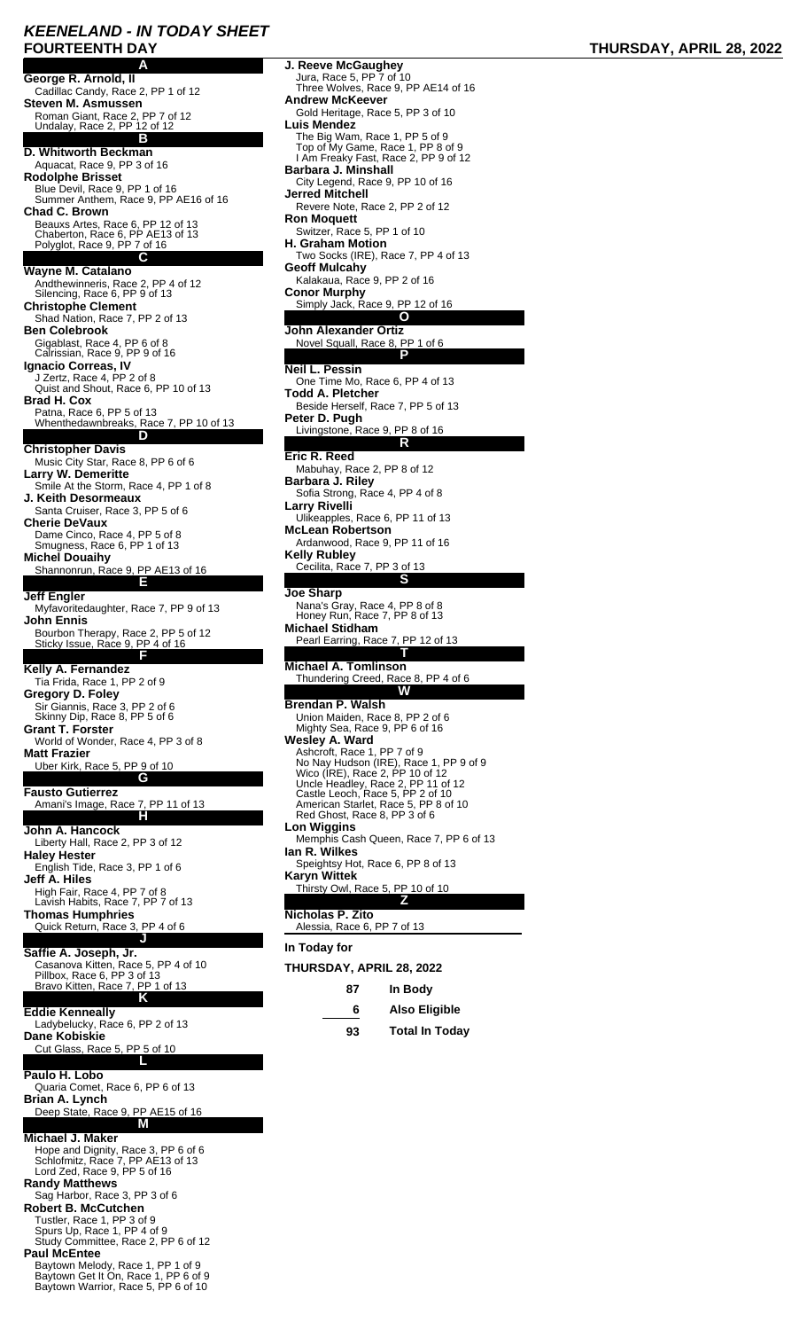# KEENELAND - IN TODAY SHEET

## FOURTEENTH DAY

## THURSDAY, APRIL 28, 2022

### A

**George R. Arnold, II**
Cadillac Candy, Race 2, PP 1 of 12

**Steven M. Asmussen**
Roman Giant, Race 2, PP 7 of 12
Undalay, Race 2, PP 12 of 12

### B

**D. Whitworth Beckman**
Aquacat, Race 9, PP 3 of 16

**Rodolphe Brisset**
Blue Devil, Race 9, PP 1 of 16
Summer Anthem, Race 9, PP AE16 of 16

**Chad C. Brown**
Beaux Artes, Race 6, PP 12 of 13
Chaberton, Race 6, PP AE13 of 13
Polyglot, Race 9, PP 7 of 16

### C

**Wayne M. Catalano**
Andthewinneris, Race 2, PP 4 of 12
Silencing, Race 6, PP 9 of 13

**Christophe Clement**
Shad Nation, Race 7, PP 2 of 13

**Ben Colebrook**
Gigablast, Race 4, PP 6 of 8
Calrissian, Race 9, PP 9 of 16

**Ignacio Correas, IV**
J Zertz, Race 4, PP 2 of 8
Quist and Shout, Race 6, PP 10 of 13

**Brad H. Cox**
Patna, Race 6, PP 5 of 13
Whenthedawnbreaks, Race 7, PP 10 of 13

### D

**Christopher Davis**
Music City Star, Race 8, PP 6 of 6

**Larry W. Demeritte**
Smile At the Storm, Race 4, PP 1 of 8

**J. Keith Desormeaux**
Santa Cruiser, Race 3, PP 5 of 6

**Cherie DeVaux**
Dame Cinco, Race 4, PP 5 of 8
Smugness, Race 6, PP 1 of 13

**Michel Douaihy**
Shannonrun, Race 9, PP AE13 of 16

### E

**Jeff Engler**
Myfavoritedaughter, Race 7, PP 9 of 13

**John Ennis**
Bourbon Therapy, Race 2, PP 5 of 12
Sticky Issue, Race 9, PP 4 of 16

### F

**Kelly A. Fernandez**
Tia Frida, Race 1, PP 2 of 9

**Gregory D. Foley**
Sir Giannis, Race 3, PP 2 of 6
Skinny Dip, Race 8, PP 5 of 6

**Grant T. Forster**
World of Wonder, Race 4, PP 3 of 8

**Matt Frazier**
Uber Kirk, Race 5, PP 9 of 10

### G

**Fausto Gutierrez**
Amani's Image, Race 7, PP 11 of 13

### H

**John A. Hancock**
Liberty Hall, Race 2, PP 3 of 12

**Haley Hester**
English Tide, Race 3, PP 1 of 6

**Jeff A. Hiles**
High Fair, Race 4, PP 7 of 8
Lavish Habits, Race 7, PP 7 of 13

**Thomas Humphries**
Quick Return, Race 3, PP 4 of 6

### J

**Saffie A. Joseph, Jr.**
Casanova Kitten, Race 5, PP 4 of 10
Pillbox, Race 6, PP 3 of 13
Bravo Kitten, Race 7, PP 1 of 13

### K

**Eddie Kenneally**
Ladybelucky, Race 6, PP 2 of 13

**Dane Kobiskie**
Cut Glass, Race 5, PP 5 of 10

### L

**Paulo H. Lobo**
Quaria Comet, Race 6, PP 6 of 13

**Brian A. Lynch**
Deep State, Race 9, PP AE15 of 16

### M

**Michael J. Maker**
Hope and Dignity, Race 3, PP 6 of 6
Schlofmitz, Race 7, PP AE13 of 13
Lord Zed, Race 9, PP 5 of 16

**Randy Matthews**
Sag Harbor, Race 3, PP 3 of 6

**Robert B. McCutchen**
Tustler, Race 1, PP 3 of 9
Spurs Up, Race 1, PP 4 of 9
Study Committee, Race 2, PP 6 of 12

**Paul McEntee**
Baytown Melody, Race 1, PP 1 of 9
Baytown Get It On, Race 1, PP 6 of 9
Baytown Warrior, Race 5, PP 6 of 10

**J. Reeve McGaughey**
Jura, Race 5, PP 7 of 10
Three Wolves, Race 9, PP AE14 of 16

**Andrew McKeever**
Gold Heritage, Race 5, PP 3 of 10

**Luis Mendez**
The Big Wam, Race 1, PP 5 of 9
Top of My Game, Race 1, PP 8 of 9
I Am Freaky Fast, Race 2, PP 9 of 12

**Barbara J. Minshall**
City Legend, Race 9, PP 10 of 16

**Jerred Mitchell**
Revere Note, Race 2, PP 2 of 12

**Ron Moquett**
Switzer, Race 5, PP 1 of 10

**H. Graham Motion**
Two Socks (IRE), Race 7, PP 4 of 13

**Geoff Mulcahy**
Kalakaua, Race 9, PP 2 of 16

**Conor Murphy**
Simply Jack, Race 9, PP 12 of 16

### O

**John Alexander Ortiz**
Novel Squall, Race 8, PP 1 of 6

### P

**Neil L. Pessin**
One Time Mo, Race 6, PP 4 of 13

**Todd A. Pletcher**
Beside Herself, Race 7, PP 5 of 13

**Peter D. Pugh**
Livingstone, Race 9, PP 8 of 16

### R

**Eric R. Reed**
Mabuhay, Race 2, PP 8 of 12

**Barbara J. Riley**
Sofia Strong, Race 4, PP 4 of 8

**Larry Rivelli**
Ulikeapples, Race 6, PP 11 of 13

**McLean Robertson**
Ardanwood, Race 9, PP 11 of 16

**Kelly Rubley**
Cecilita, Race 7, PP 3 of 13

### S

**Joe Sharp**
Nana's Gray, Race 4, PP 8 of 8
Honey Run, Race 7, PP 8 of 13

**Michael Stidham**
Pearl Earring, Race 7, PP 12 of 13

### T

**Michael A. Tomlinson**
Thundering Creed, Race 8, PP 4 of 6

### W

**Brendan P. Walsh**
Union Maiden, Race 8, PP 2 of 6
Mighty Sea, Race 9, PP 6 of 16

**Wesley A. Ward**
Ashcroft, Race 1, PP 7 of 9
No Nay Hudson (IRE), Race 1, PP 9 of 9
Wico (IRE), Race 2, PP 10 of 12
Uncle Headley, Race 2, PP 11 of 12
Castle Leoch, Race 5, PP 2 of 10
American Starlet, Race 5, PP 8 of 10
Red Ghost, Race 8, PP 3 of 6

**Lon Wiggins**
Memphis Cash Queen, Race 7, PP 6 of 13

**Ian R. Wilkes**
Speightsy Hot, Race 6, PP 8 of 13

**Karyn Wittek**
Thirsty Owl, Race 5, PP 10 of 10

### Z

**Nicholas P. Zito**
Alessia, Race 6, PP 7 of 13

**In Today for**

**THURSDAY, APRIL 28, 2022**

| | |
|---|---|
| 87 | In Body |
| 6 | Also Eligible |
| 93 | Total In Today |